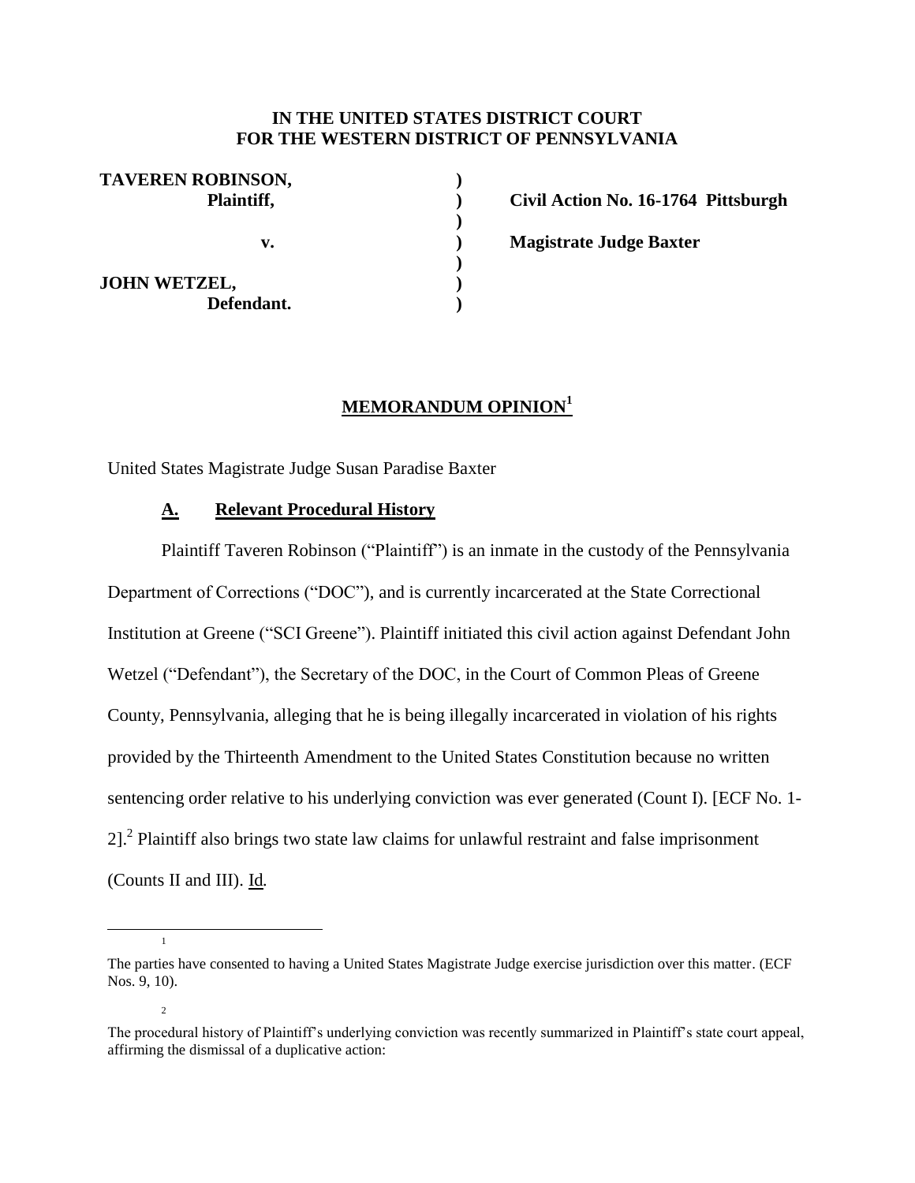**IN THE UNITED STATES DISTRICT COURT**
**FOR THE WESTERN DISTRICT OF PENNSYLVANIA**

| | | |
|---|---|---|
| **TAVEREN ROBINSON,** | **)** | |
| **Plaintiff,** | **)** | **Civil Action No. 16-1764 Pittsburgh** |
| | **)** | |
| **v.** | **)** | **Magistrate Judge Baxter** |
| | **)** | |
| **JOHN WETZEL,** | **)** | |
| **Defendant.** | **)** | |

## MEMORANDUM OPINION[1]

United States Magistrate Judge Susan Paradise Baxter

### A. Relevant Procedural History

Plaintiff Taveren Robinson ("Plaintiff") is an inmate in the custody of the Pennsylvania Department of Corrections ("DOC"), and is currently incarcerated at the State Correctional Institution at Greene ("SCI Greene"). Plaintiff initiated this civil action against Defendant John Wetzel ("Defendant"), the Secretary of the DOC, in the Court of Common Pleas of Greene County, Pennsylvania, alleging that he is being illegally incarcerated in violation of his rights provided by the Thirteenth Amendment to the United States Constitution because no written sentencing order relative to his underlying conviction was ever generated (Count I). [ECF No. 1-2].[2] Plaintiff also brings two state law claims for unlawful restraint and false imprisonment (Counts II and III). Id.

---

[1] The parties have consented to having a United States Magistrate Judge exercise jurisdiction over this matter. (ECF Nos. 9, 10).

[2] The procedural history of Plaintiff's underlying conviction was recently summarized in Plaintiff's state court appeal, affirming the dismissal of a duplicative action: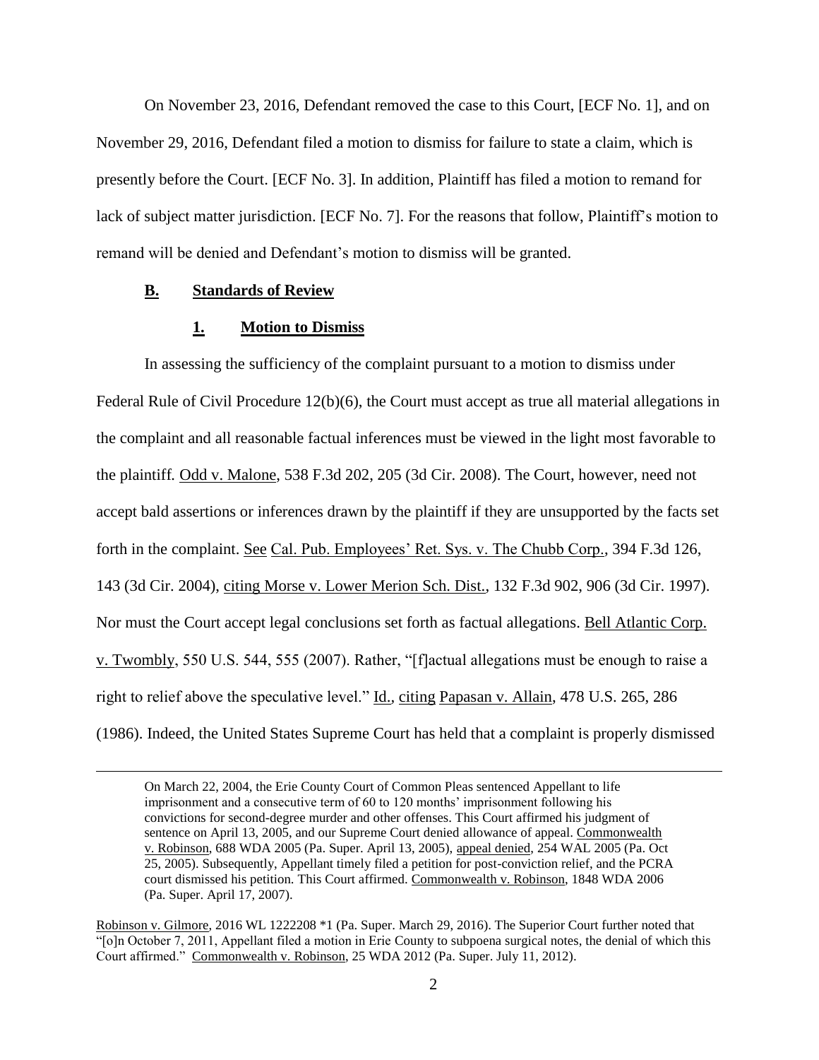On November 23, 2016, Defendant removed the case to this Court, [ECF No. 1], and on November 29, 2016, Defendant filed a motion to dismiss for failure to state a claim, which is presently before the Court. [ECF No. 3]. In addition, Plaintiff has filed a motion to remand for lack of subject matter jurisdiction. [ECF No. 7]. For the reasons that follow, Plaintiff's motion to remand will be denied and Defendant's motion to dismiss will be granted.

### B. Standards of Review

#### 1. Motion to Dismiss

In assessing the sufficiency of the complaint pursuant to a motion to dismiss under Federal Rule of Civil Procedure 12(b)(6), the Court must accept as true all material allegations in the complaint and all reasonable factual inferences must be viewed in the light most favorable to the plaintiff. Odd v. Malone, 538 F.3d 202, 205 (3d Cir. 2008). The Court, however, need not accept bald assertions or inferences drawn by the plaintiff if they are unsupported by the facts set forth in the complaint. See Cal. Pub. Employees' Ret. Sys. v. The Chubb Corp., 394 F.3d 126, 143 (3d Cir. 2004), citing Morse v. Lower Merion Sch. Dist., 132 F.3d 902, 906 (3d Cir. 1997). Nor must the Court accept legal conclusions set forth as factual allegations. Bell Atlantic Corp. v. Twombly, 550 U.S. 544, 555 (2007). Rather, "[f]actual allegations must be enough to raise a right to relief above the speculative level." Id., citing Papasan v. Allain, 478 U.S. 265, 286 (1986). Indeed, the United States Supreme Court has held that a complaint is properly dismissed

---

> On March 22, 2004, the Erie County Court of Common Pleas sentenced Appellant to life imprisonment and a consecutive term of 60 to 120 months' imprisonment following his convictions for second-degree murder and other offenses. This Court affirmed his judgment of sentence on April 13, 2005, and our Supreme Court denied allowance of appeal. Commonwealth v. Robinson, 688 WDA 2005 (Pa. Super. April 13, 2005), appeal denied, 254 WAL 2005 (Pa. Oct 25, 2005). Subsequently, Appellant timely filed a petition for post-conviction relief, and the PCRA court dismissed his petition. This Court affirmed. Commonwealth v. Robinson, 1848 WDA 2006 (Pa. Super. April 17, 2007).

Robinson v. Gilmore, 2016 WL 1222208 *1 (Pa. Super. March 29, 2016). The Superior Court further noted that "[o]n October 7, 2011, Appellant filed a motion in Erie County to subpoena surgical notes, the denial of which this Court affirmed." Commonwealth v. Robinson, 25 WDA 2012 (Pa. Super. July 11, 2012).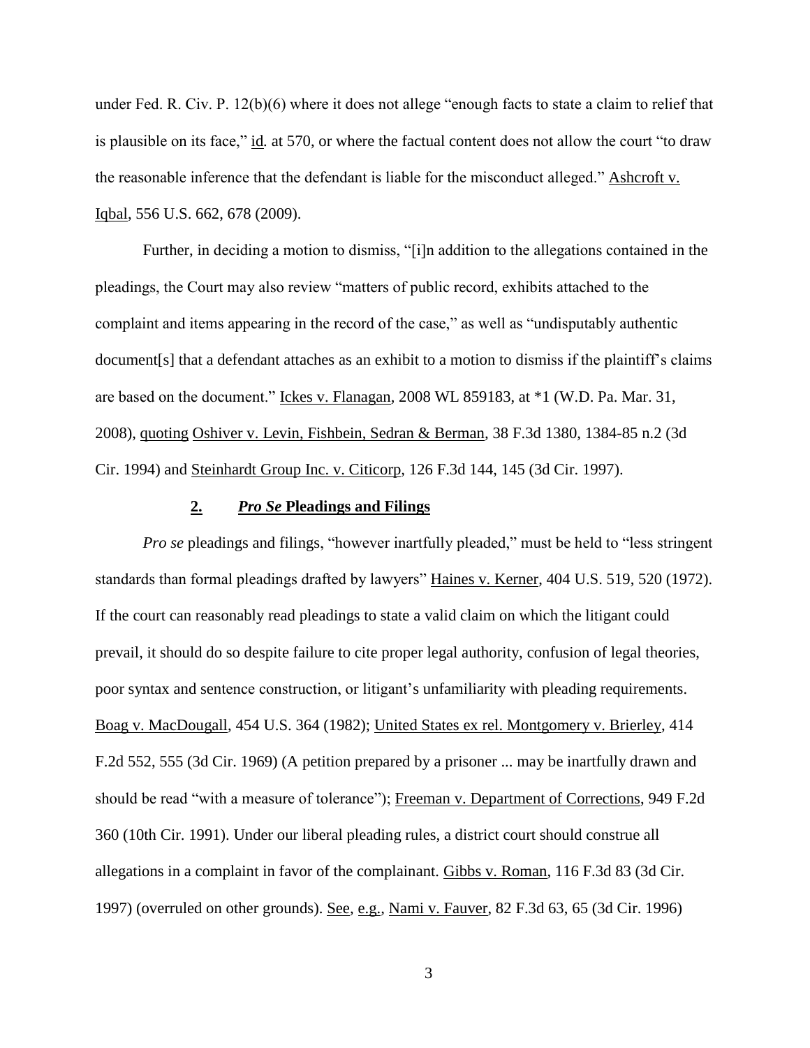under Fed. R. Civ. P. 12(b)(6) where it does not allege "enough facts to state a claim to relief that is plausible on its face," id. at 570, or where the factual content does not allow the court "to draw the reasonable inference that the defendant is liable for the misconduct alleged." Ashcroft v. Iqbal, 556 U.S. 662, 678 (2009).

Further, in deciding a motion to dismiss, "[i]n addition to the allegations contained in the pleadings, the Court may also review "matters of public record, exhibits attached to the complaint and items appearing in the record of the case," as well as "undisputably authentic document[s] that a defendant attaches as an exhibit to a motion to dismiss if the plaintiff's claims are based on the document." Ickes v. Flanagan, 2008 WL 859183, at *1 (W.D. Pa. Mar. 31, 2008), quoting Oshiver v. Levin, Fishbein, Sedran & Berman, 38 F.3d 1380, 1384-85 n.2 (3d Cir. 1994) and Steinhardt Group Inc. v. Citicorp, 126 F.3d 144, 145 (3d Cir. 1997).

### 2. *Pro Se* Pleadings and Filings

*Pro se* pleadings and filings, "however inartfully pleaded," must be held to "less stringent standards than formal pleadings drafted by lawyers" Haines v. Kerner, 404 U.S. 519, 520 (1972). If the court can reasonably read pleadings to state a valid claim on which the litigant could prevail, it should do so despite failure to cite proper legal authority, confusion of legal theories, poor syntax and sentence construction, or litigant's unfamiliarity with pleading requirements. Boag v. MacDougall, 454 U.S. 364 (1982); United States ex rel. Montgomery v. Brierley, 414 F.2d 552, 555 (3d Cir. 1969) (A petition prepared by a prisoner ... may be inartfully drawn and should be read "with a measure of tolerance"); Freeman v. Department of Corrections, 949 F.2d 360 (10th Cir. 1991). Under our liberal pleading rules, a district court should construe all allegations in a complaint in favor of the complainant. Gibbs v. Roman, 116 F.3d 83 (3d Cir. 1997) (overruled on other grounds). See, e.g., Nami v. Fauver, 82 F.3d 63, 65 (3d Cir. 1996)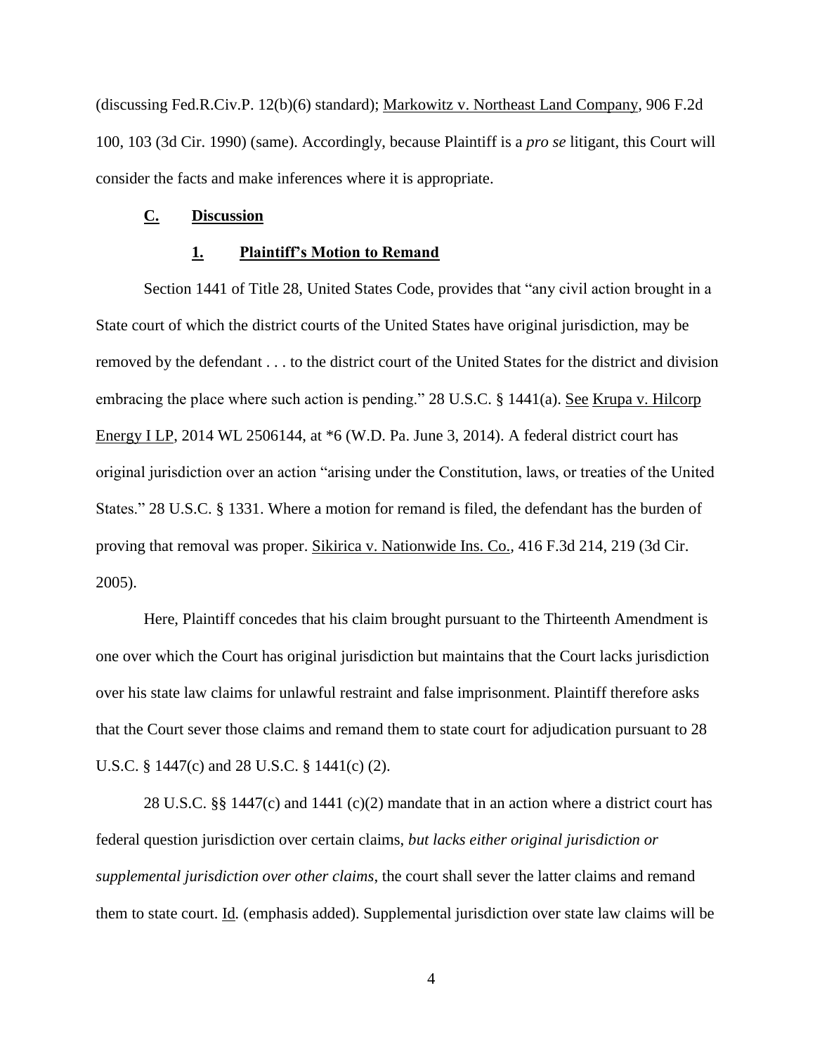(discussing Fed.R.Civ.P. 12(b)(6) standard); Markowitz v. Northeast Land Company, 906 F.2d 100, 103 (3d Cir. 1990) (same). Accordingly, because Plaintiff is a *pro se* litigant, this Court will consider the facts and make inferences where it is appropriate.

## C. Discussion

### 1. Plaintiff's Motion to Remand

Section 1441 of Title 28, United States Code, provides that "any civil action brought in a State court of which the district courts of the United States have original jurisdiction, may be removed by the defendant . . . to the district court of the United States for the district and division embracing the place where such action is pending." 28 U.S.C. § 1441(a). See Krupa v. Hilcorp Energy I LP, 2014 WL 2506144, at *6 (W.D. Pa. June 3, 2014). A federal district court has original jurisdiction over an action "arising under the Constitution, laws, or treaties of the United States." 28 U.S.C. § 1331. Where a motion for remand is filed, the defendant has the burden of proving that removal was proper. Sikirica v. Nationwide Ins. Co., 416 F.3d 214, 219 (3d Cir. 2005).

Here, Plaintiff concedes that his claim brought pursuant to the Thirteenth Amendment is one over which the Court has original jurisdiction but maintains that the Court lacks jurisdiction over his state law claims for unlawful restraint and false imprisonment. Plaintiff therefore asks that the Court sever those claims and remand them to state court for adjudication pursuant to 28 U.S.C. § 1447(c) and 28 U.S.C. § 1441(c) (2).

28 U.S.C. §§ 1447(c) and 1441 (c)(2) mandate that in an action where a district court has federal question jurisdiction over certain claims, *but lacks either original jurisdiction or supplemental jurisdiction over other claims*, the court shall sever the latter claims and remand them to state court. Id. (emphasis added). Supplemental jurisdiction over state law claims will be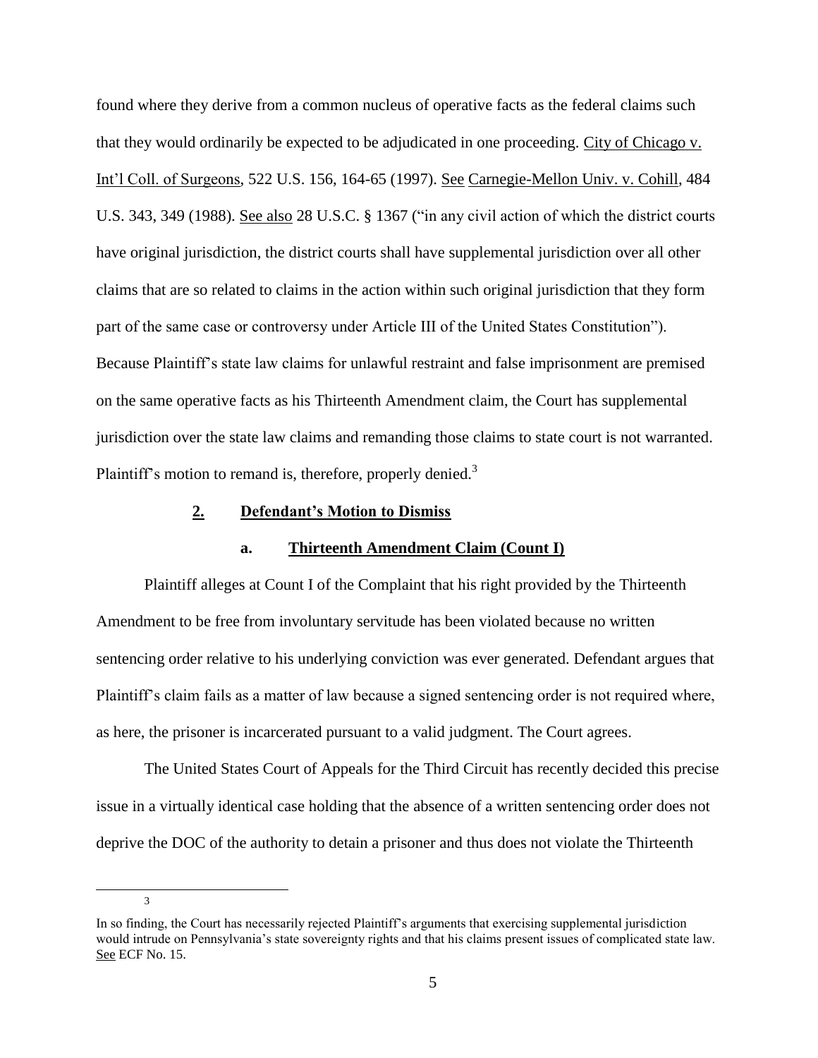found where they derive from a common nucleus of operative facts as the federal claims such that they would ordinarily be expected to be adjudicated in one proceeding. City of Chicago v. Int'l Coll. of Surgeons, 522 U.S. 156, 164-65 (1997). See Carnegie-Mellon Univ. v. Cohill, 484 U.S. 343, 349 (1988). See also 28 U.S.C. § 1367 ("in any civil action of which the district courts have original jurisdiction, the district courts shall have supplemental jurisdiction over all other claims that are so related to claims in the action within such original jurisdiction that they form part of the same case or controversy under Article III of the United States Constitution"). Because Plaintiff's state law claims for unlawful restraint and false imprisonment are premised on the same operative facts as his Thirteenth Amendment claim, the Court has supplemental jurisdiction over the state law claims and remanding those claims to state court is not warranted. Plaintiff's motion to remand is, therefore, properly denied.[3]

### 2. Defendant's Motion to Dismiss

#### a. Thirteenth Amendment Claim (Count I)

Plaintiff alleges at Count I of the Complaint that his right provided by the Thirteenth Amendment to be free from involuntary servitude has been violated because no written sentencing order relative to his underlying conviction was ever generated. Defendant argues that Plaintiff's claim fails as a matter of law because a signed sentencing order is not required where, as here, the prisoner is incarcerated pursuant to a valid judgment. The Court agrees.

The United States Court of Appeals for the Third Circuit has recently decided this precise issue in a virtually identical case holding that the absence of a written sentencing order does not deprive the DOC of the authority to detain a prisoner and thus does not violate the Thirteenth

---

[3] In so finding, the Court has necessarily rejected Plaintiff's arguments that exercising supplemental jurisdiction would intrude on Pennsylvania's state sovereignty rights and that his claims present issues of complicated state law. See ECF No. 15.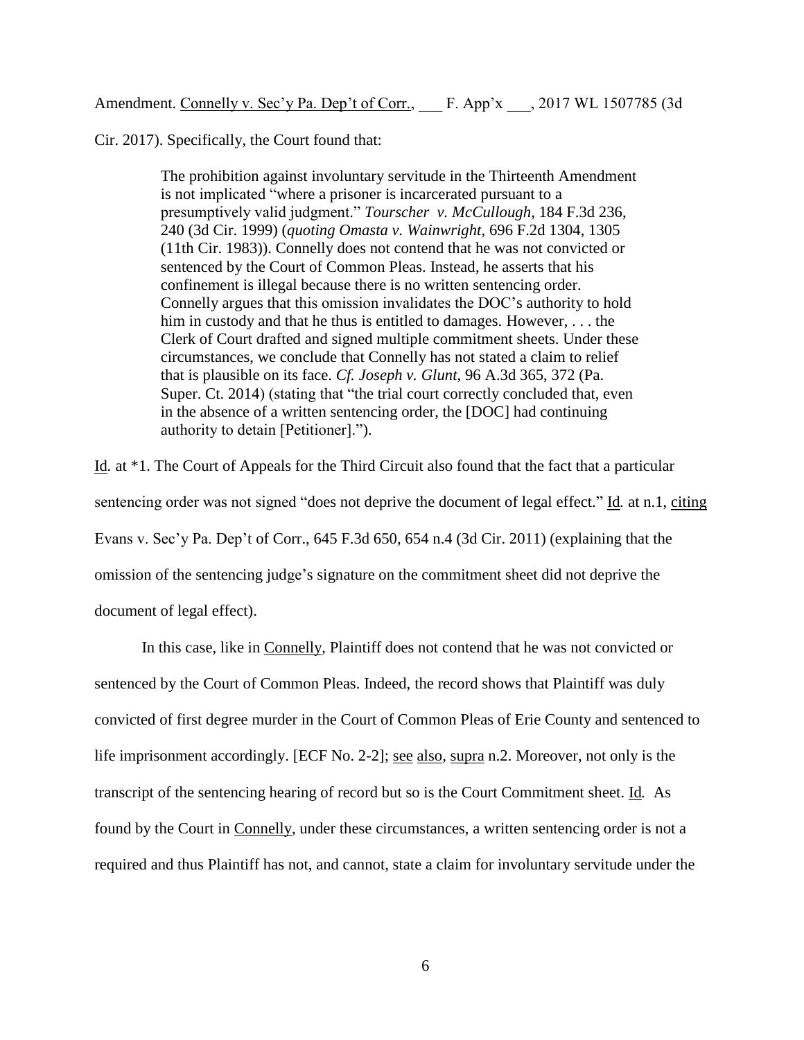Amendment. Connelly v. Sec'y Pa. Dep't of Corr., ___ F. App'x ___, 2017 WL 1507785 (3d Cir. 2017). Specifically, the Court found that:

> The prohibition against involuntary servitude in the Thirteenth Amendment is not implicated "where a prisoner is incarcerated pursuant to a presumptively valid judgment." *Tourscher v. McCullough*, 184 F.3d 236, 240 (3d Cir. 1999) (*quoting Omasta v. Wainwright*, 696 F.2d 1304, 1305 (11th Cir. 1983)). Connelly does not contend that he was not convicted or sentenced by the Court of Common Pleas. Instead, he asserts that his confinement is illegal because there is no written sentencing order. Connelly argues that this omission invalidates the DOC's authority to hold him in custody and that he thus is entitled to damages. However, . . . the Clerk of Court drafted and signed multiple commitment sheets. Under these circumstances, we conclude that Connelly has not stated a claim to relief that is plausible on its face. *Cf. Joseph v. Glunt*, 96 A.3d 365, 372 (Pa. Super. Ct. 2014) (stating that "the trial court correctly concluded that, even in the absence of a written sentencing order, the [DOC] had continuing authority to detain [Petitioner].").

Id. at *1. The Court of Appeals for the Third Circuit also found that the fact that a particular sentencing order was not signed "does not deprive the document of legal effect." Id. at n.1, citing Evans v. Sec'y Pa. Dep't of Corr., 645 F.3d 650, 654 n.4 (3d Cir. 2011) (explaining that the omission of the sentencing judge's signature on the commitment sheet did not deprive the document of legal effect).

In this case, like in Connelly, Plaintiff does not contend that he was not convicted or sentenced by the Court of Common Pleas. Indeed, the record shows that Plaintiff was duly convicted of first degree murder in the Court of Common Pleas of Erie County and sentenced to life imprisonment accordingly. [ECF No. 2-2]; see also, supra n.2. Moreover, not only is the transcript of the sentencing hearing of record but so is the Court Commitment sheet. Id. As found by the Court in Connelly, under these circumstances, a written sentencing order is not a required and thus Plaintiff has not, and cannot, state a claim for involuntary servitude under the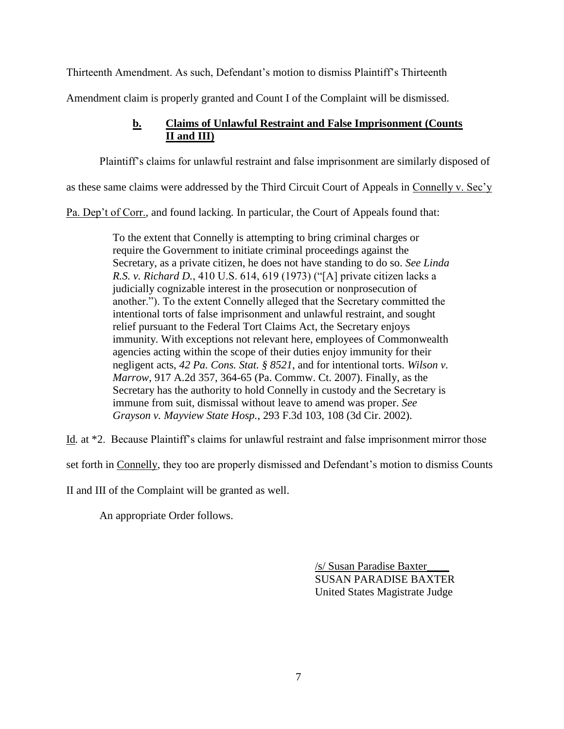Thirteenth Amendment. As such, Defendant's motion to dismiss Plaintiff's Thirteenth Amendment claim is properly granted and Count I of the Complaint will be dismissed.

### **b. Claims of Unlawful Restraint and False Imprisonment (Counts II and III)**

Plaintiff's claims for unlawful restraint and false imprisonment are similarly disposed of as these same claims were addressed by the Third Circuit Court of Appeals in Connelly v. Sec'y Pa. Dep't of Corr., and found lacking. In particular, the Court of Appeals found that:

> To the extent that Connelly is attempting to bring criminal charges or require the Government to initiate criminal proceedings against the Secretary, as a private citizen, he does not have standing to do so. *See Linda R.S. v. Richard D.*, 410 U.S. 614, 619 (1973) ("[A] private citizen lacks a judicially cognizable interest in the prosecution or nonprosecution of another."). To the extent Connelly alleged that the Secretary committed the intentional torts of false imprisonment and unlawful restraint, and sought relief pursuant to the Federal Tort Claims Act, the Secretary enjoys immunity. With exceptions not relevant here, employees of Commonwealth agencies acting within the scope of their duties enjoy immunity for their negligent acts, *42 Pa. Cons. Stat. § 8521*, and for intentional torts. *Wilson v. Marrow*, 917 A.2d 357, 364-65 (Pa. Commw. Ct. 2007). Finally, as the Secretary has the authority to hold Connelly in custody and the Secretary is immune from suit, dismissal without leave to amend was proper. *See Grayson v. Mayview State Hosp.*, 293 F.3d 103, 108 (3d Cir. 2002).

Id. at *2. Because Plaintiff's claims for unlawful restraint and false imprisonment mirror those set forth in Connelly, they too are properly dismissed and Defendant's motion to dismiss Counts II and III of the Complaint will be granted as well.

An appropriate Order follows.

/s/ Susan Paradise Baxter
SUSAN PARADISE BAXTER
United States Magistrate Judge